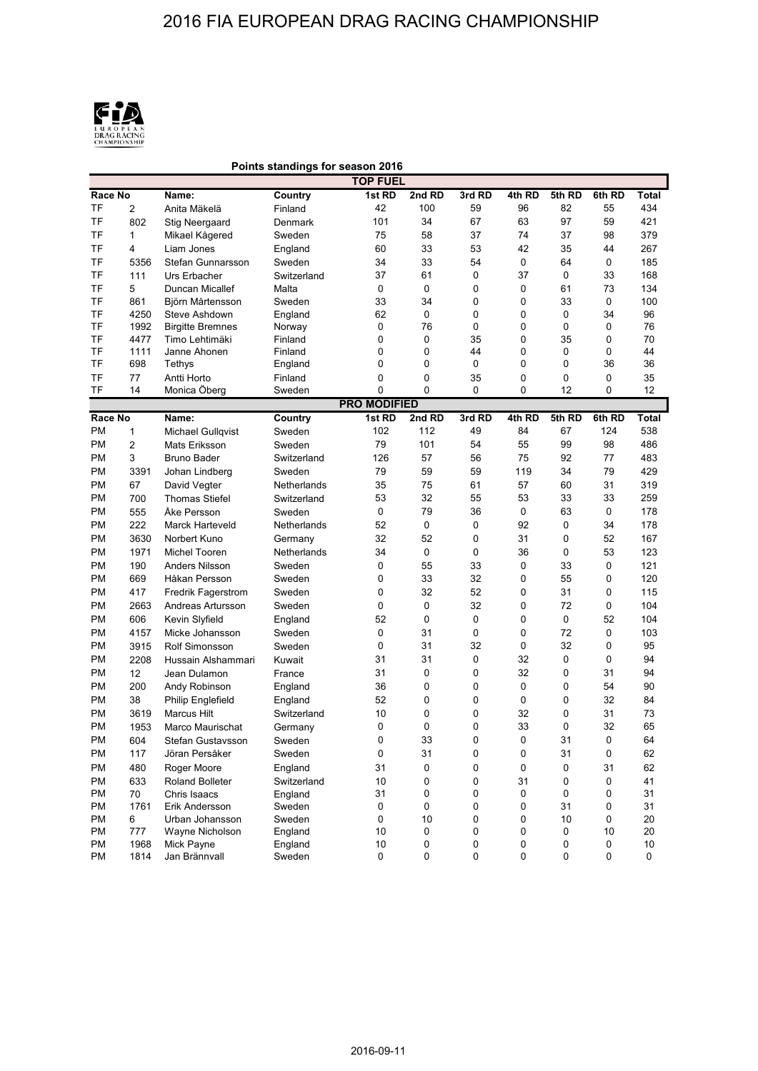# 2016 FIA EUROPEAN DRAG RACING CHAMPIONSHIP

**Points standings for season 2016**

## TOP FUEL

| Race No | | Name: | Country | 1st RD | 2nd RD | 3rd RD | 4th RD | 5th RD | 6th RD | Total |
|---|---|---|---|---|---|---|---|---|---|---|
| TF | 2 | Anita Mäkelä | Finland | 42 | 100 | 59 | 96 | 82 | 55 | 434 |
| TF | 802 | Stig Neergaard | Denmark | 101 | 34 | 67 | 63 | 97 | 59 | 421 |
| TF | 1 | Mikael Kågered | Sweden | 75 | 58 | 37 | 74 | 37 | 98 | 379 |
| TF | 4 | Liam Jones | England | 60 | 33 | 53 | 42 | 35 | 44 | 267 |
| TF | 5356 | Stefan Gunnarsson | Sweden | 34 | 33 | 54 | 0 | 64 | 0 | 185 |
| TF | 111 | Urs Erbacher | Switzerland | 37 | 61 | 0 | 37 | 0 | 33 | 168 |
| TF | 5 | Duncan Micallef | Malta | 0 | 0 | 0 | 0 | 61 | 73 | 134 |
| TF | 861 | Björn Mårtensson | Sweden | 33 | 34 | 0 | 0 | 33 | 0 | 100 |
| TF | 4250 | Steve Ashdown | England | 62 | 0 | 0 | 0 | 0 | 34 | 96 |
| TF | 1992 | Birgitte Bremnes | Norway | 0 | 76 | 0 | 0 | 0 | 0 | 76 |
| TF | 4477 | Timo Lehtimäki | Finland | 0 | 0 | 35 | 0 | 35 | 0 | 70 |
| TF | 1111 | Janne Ahonen | Finland | 0 | 0 | 44 | 0 | 0 | 0 | 44 |
| TF | 698 | Tethys | England | 0 | 0 | 0 | 0 | 0 | 36 | 36 |
| TF | 77 | Antti Horto | Finland | 0 | 0 | 35 | 0 | 0 | 0 | 35 |
| TF | 14 | Monica Öberg | Sweden | 0 | 0 | 0 | 0 | 12 | 0 | 12 |

## PRO MODIFIED

| Race No | | Name: | Country | 1st RD | 2nd RD | 3rd RD | 4th RD | 5th RD | 6th RD | Total |
|---|---|---|---|---|---|---|---|---|---|---|
| PM | 1 | Michael Gullqvist | Sweden | 102 | 112 | 49 | 84 | 67 | 124 | 538 |
| PM | 2 | Mats Eriksson | Sweden | 79 | 101 | 54 | 55 | 99 | 98 | 486 |
| PM | 3 | Bruno Bader | Switzerland | 126 | 57 | 56 | 75 | 92 | 77 | 483 |
| PM | 3391 | Johan Lindberg | Sweden | 79 | 59 | 59 | 119 | 34 | 79 | 429 |
| PM | 67 | David Vegter | Netherlands | 35 | 75 | 61 | 57 | 60 | 31 | 319 |
| PM | 700 | Thomas Stiefel | Switzerland | 53 | 32 | 55 | 53 | 33 | 33 | 259 |
| PM | 555 | Åke Persson | Sweden | 0 | 79 | 36 | 0 | 63 | 0 | 178 |
| PM | 222 | Marck Harteveld | Netherlands | 52 | 0 | 0 | 92 | 0 | 34 | 178 |
| PM | 3630 | Norbert Kuno | Germany | 32 | 52 | 0 | 31 | 0 | 52 | 167 |
| PM | 1971 | Michel Tooren | Netherlands | 34 | 0 | 0 | 36 | 0 | 53 | 123 |
| PM | 190 | Anders Nilsson | Sweden | 0 | 55 | 33 | 0 | 33 | 0 | 121 |
| PM | 669 | Håkan Persson | Sweden | 0 | 33 | 32 | 0 | 55 | 0 | 120 |
| PM | 417 | Fredrik Fagerstrom | Sweden | 0 | 32 | 52 | 0 | 31 | 0 | 115 |
| PM | 2663 | Andreas Artursson | Sweden | 0 | 0 | 32 | 0 | 72 | 0 | 104 |
| PM | 606 | Kevin Slyfield | England | 52 | 0 | 0 | 0 | 0 | 52 | 104 |
| PM | 4157 | Micke Johansson | Sweden | 0 | 31 | 0 | 0 | 72 | 0 | 103 |
| PM | 3915 | Rolf Simonsson | Sweden | 0 | 31 | 32 | 0 | 32 | 0 | 95 |
| PM | 2208 | Hussain Alshammari | Kuwait | 31 | 31 | 0 | 32 | 0 | 0 | 94 |
| PM | 12 | Jean Dulamon | France | 31 | 0 | 0 | 32 | 0 | 31 | 94 |
| PM | 200 | Andy Robinson | England | 36 | 0 | 0 | 0 | 0 | 54 | 90 |
| PM | 38 | Philip Englefield | England | 52 | 0 | 0 | 0 | 0 | 32 | 84 |
| PM | 3619 | Marcus Hilt | Switzerland | 10 | 0 | 0 | 32 | 0 | 31 | 73 |
| PM | 1953 | Marco Maurischat | Germany | 0 | 0 | 0 | 33 | 0 | 32 | 65 |
| PM | 604 | Stefan Gustavsson | Sweden | 0 | 33 | 0 | 0 | 31 | 0 | 64 |
| PM | 117 | Jöran Persåker | Sweden | 0 | 31 | 0 | 0 | 31 | 0 | 62 |
| PM | 480 | Roger Moore | England | 31 | 0 | 0 | 0 | 0 | 31 | 62 |
| PM | 633 | Roland Bolleter | Switzerland | 10 | 0 | 0 | 31 | 0 | 0 | 41 |
| PM | 70 | Chris Isaacs | England | 31 | 0 | 0 | 0 | 0 | 0 | 31 |
| PM | 1761 | Erik Andersson | Sweden | 0 | 0 | 0 | 0 | 31 | 0 | 31 |
| PM | 6 | Urban Johansson | Sweden | 0 | 10 | 0 | 0 | 10 | 0 | 20 |
| PM | 777 | Wayne Nicholson | England | 10 | 0 | 0 | 0 | 0 | 10 | 20 |
| PM | 1968 | Mick Payne | England | 10 | 0 | 0 | 0 | 0 | 0 | 10 |
| PM | 1814 | Jan Brännvall | Sweden | 0 | 0 | 0 | 0 | 0 | 0 | 0 |

2016-09-11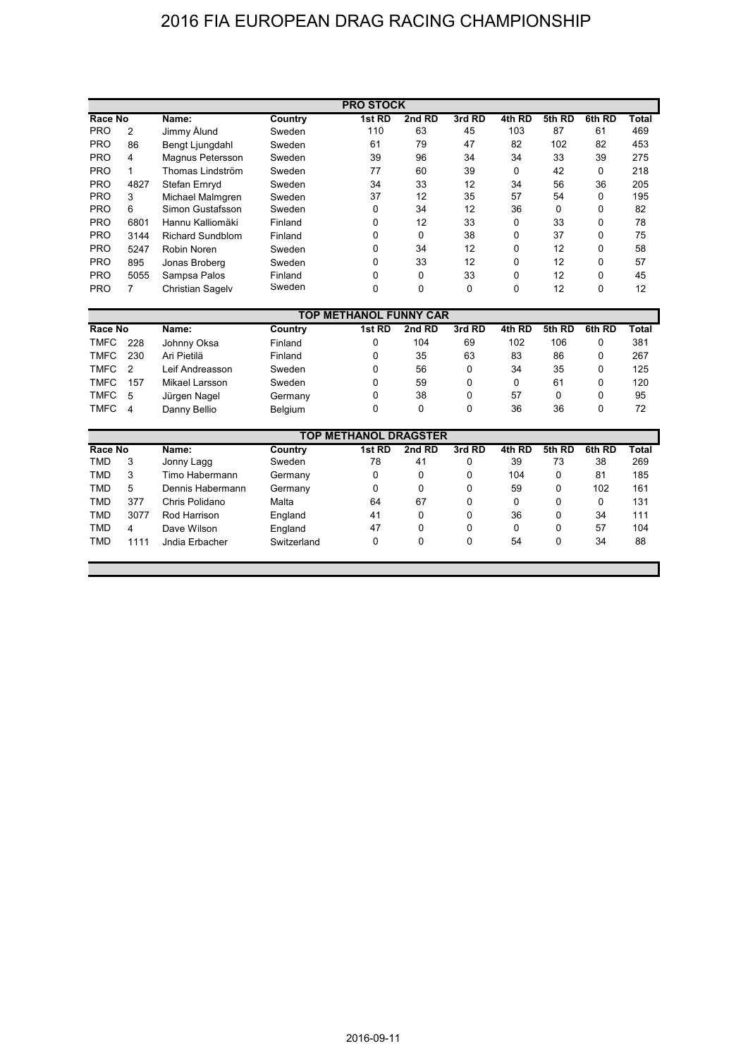# 2016 FIA EUROPEAN DRAG RACING CHAMPIONSHIP

## PRO STOCK

| Race No | | Name: | Country | 1st RD | 2nd RD | 3rd RD | 4th RD | 5th RD | 6th RD | Total |
|---|---|---|---|---|---|---|---|---|---|---|
| PRO | 2 | Jimmy Ålund | Sweden | 110 | 63 | 45 | 103 | 87 | 61 | 469 |
| PRO | 86 | Bengt Ljungdahl | Sweden | 61 | 79 | 47 | 82 | 102 | 82 | 453 |
| PRO | 4 | Magnus Petersson | Sweden | 39 | 96 | 34 | 34 | 33 | 39 | 275 |
| PRO | 1 | Thomas Lindström | Sweden | 77 | 60 | 39 | 0 | 42 | 0 | 218 |
| PRO | 4827 | Stefan Ernryd | Sweden | 34 | 33 | 12 | 34 | 56 | 36 | 205 |
| PRO | 3 | Michael Malmgren | Sweden | 37 | 12 | 35 | 57 | 54 | 0 | 195 |
| PRO | 6 | Simon Gustafsson | Sweden | 0 | 34 | 12 | 36 | 0 | 0 | 82 |
| PRO | 6801 | Hannu Kalliomäki | Finland | 0 | 12 | 33 | 0 | 33 | 0 | 78 |
| PRO | 3144 | Richard Sundblom | Finland | 0 | 0 | 38 | 0 | 37 | 0 | 75 |
| PRO | 5247 | Robin Noren | Sweden | 0 | 34 | 12 | 0 | 12 | 0 | 58 |
| PRO | 895 | Jonas Broberg | Sweden | 0 | 33 | 12 | 0 | 12 | 0 | 57 |
| PRO | 5055 | Sampsa Palos | Finland | 0 | 0 | 33 | 0 | 12 | 0 | 45 |
| PRO | 7 | Christian Sagelv | Sweden | 0 | 0 | 0 | 0 | 12 | 0 | 12 |

## TOP METHANOL FUNNY CAR

| Race No | | Name: | Country | 1st RD | 2nd RD | 3rd RD | 4th RD | 5th RD | 6th RD | Total |
|---|---|---|---|---|---|---|---|---|---|---|
| TMFC | 228 | Johnny Oksa | Finland | 0 | 104 | 69 | 102 | 106 | 0 | 381 |
| TMFC | 230 | Ari Pietilä | Finland | 0 | 35 | 63 | 83 | 86 | 0 | 267 |
| TMFC | 2 | Leif Andreasson | Sweden | 0 | 56 | 0 | 34 | 35 | 0 | 125 |
| TMFC | 157 | Mikael Larsson | Sweden | 0 | 59 | 0 | 0 | 61 | 0 | 120 |
| TMFC | 5 | Jürgen Nagel | Germany | 0 | 38 | 0 | 57 | 0 | 0 | 95 |
| TMFC | 4 | Danny Bellio | Belgium | 0 | 0 | 0 | 36 | 36 | 0 | 72 |

## TOP METHANOL DRAGSTER

| Race No | | Name: | Country | 1st RD | 2nd RD | 3rd RD | 4th RD | 5th RD | 6th RD | Total |
|---|---|---|---|---|---|---|---|---|---|---|
| TMD | 3 | Jonny Lagg | Sweden | 78 | 41 | 0 | 39 | 73 | 38 | 269 |
| TMD | 3 | Timo Habermann | Germany | 0 | 0 | 0 | 104 | 0 | 81 | 185 |
| TMD | 5 | Dennis Habermann | Germany | 0 | 0 | 0 | 59 | 0 | 102 | 161 |
| TMD | 377 | Chris Polidano | Malta | 64 | 67 | 0 | 0 | 0 | 0 | 131 |
| TMD | 3077 | Rod Harrison | England | 41 | 0 | 0 | 36 | 0 | 34 | 111 |
| TMD | 4 | Dave Wilson | England | 47 | 0 | 0 | 0 | 0 | 57 | 104 |
| TMD | 1111 | Jndia Erbacher | Switzerland | 0 | 0 | 0 | 54 | 0 | 34 | 88 |

2016-09-11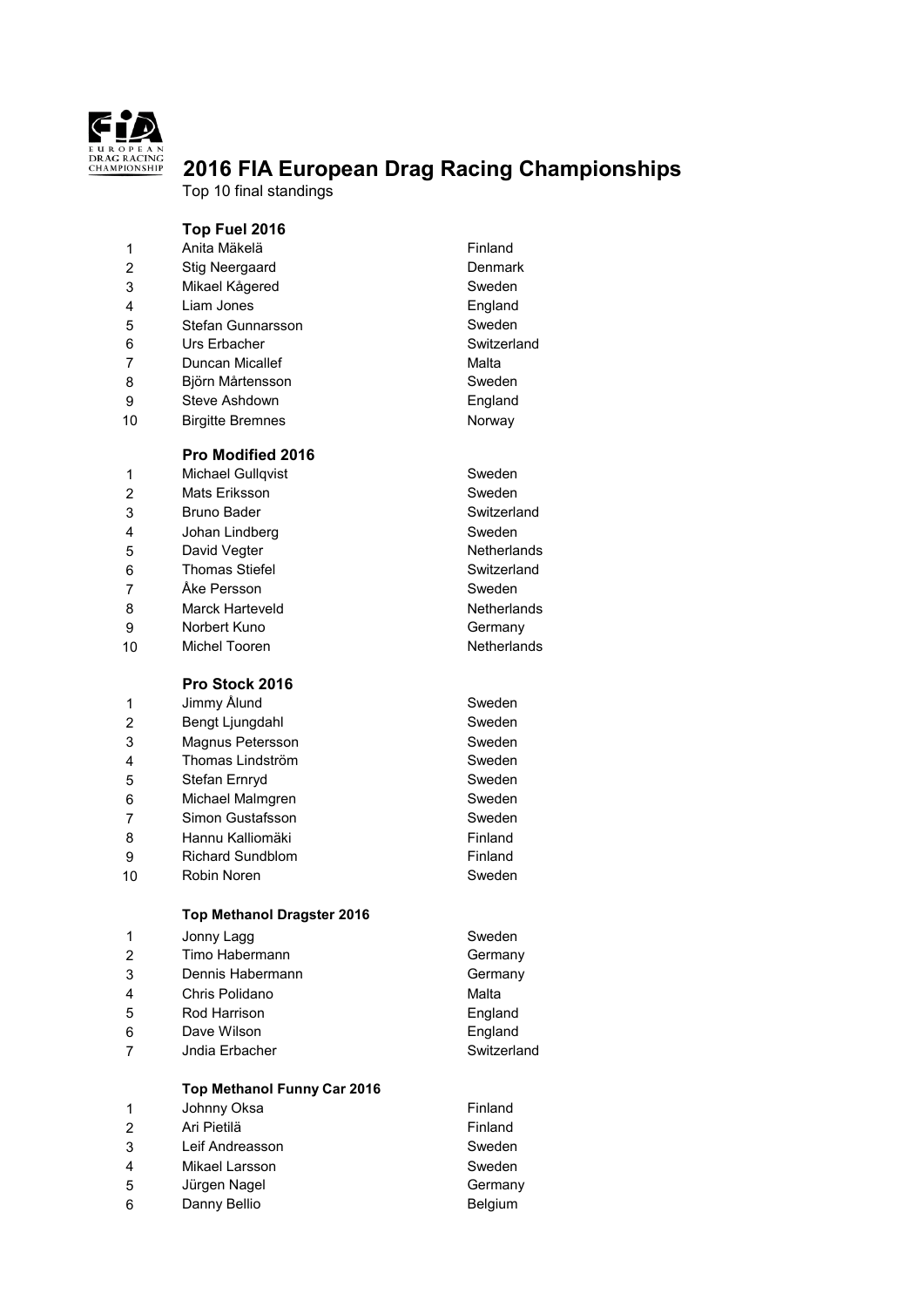# 2016 FIA European Drag Racing Championships

Top 10 final standings

### Top Fuel 2016

| | | |
|---|---|---|
| 1 | Anita Mäkelä | Finland |
| 2 | Stig Neergaard | Denmark |
| 3 | Mikael Kågered | Sweden |
| 4 | Liam Jones | England |
| 5 | Stefan Gunnarsson | Sweden |
| 6 | Urs Erbacher | Switzerland |
| 7 | Duncan Micallef | Malta |
| 8 | Björn Mårtensson | Sweden |
| 9 | Steve Ashdown | England |
| 10 | Birgitte Bremnes | Norway |

### Pro Modified 2016

| | | |
|---|---|---|
| 1 | Michael Gullqvist | Sweden |
| 2 | Mats Eriksson | Sweden |
| 3 | Bruno Bader | Switzerland |
| 4 | Johan Lindberg | Sweden |
| 5 | David Vegter | Netherlands |
| 6 | Thomas Stiefel | Switzerland |
| 7 | Åke Persson | Sweden |
| 8 | Marck Harteveld | Netherlands |
| 9 | Norbert Kuno | Germany |
| 10 | Michel Tooren | Netherlands |

### Pro Stock 2016

| | | |
|---|---|---|
| 1 | Jimmy Ålund | Sweden |
| 2 | Bengt Ljungdahl | Sweden |
| 3 | Magnus Petersson | Sweden |
| 4 | Thomas Lindström | Sweden |
| 5 | Stefan Ernryd | Sweden |
| 6 | Michael Malmgren | Sweden |
| 7 | Simon Gustafsson | Sweden |
| 8 | Hannu Kalliomäki | Finland |
| 9 | Richard Sundblom | Finland |
| 10 | Robin Noren | Sweden |

### Top Methanol Dragster 2016

| | | |
|---|---|---|
| 1 | Jonny Lagg | Sweden |
| 2 | Timo Habermann | Germany |
| 3 | Dennis Habermann | Germany |
| 4 | Chris Polidano | Malta |
| 5 | Rod Harrison | England |
| 6 | Dave Wilson | England |
| 7 | Jndia Erbacher | Switzerland |

### Top Methanol Funny Car 2016

| | | |
|---|---|---|
| 1 | Johnny Oksa | Finland |
| 2 | Ari Pietilä | Finland |
| 3 | Leif Andreasson | Sweden |
| 4 | Mikael Larsson | Sweden |
| 5 | Jürgen Nagel | Germany |
| 6 | Danny Bellio | Belgium |